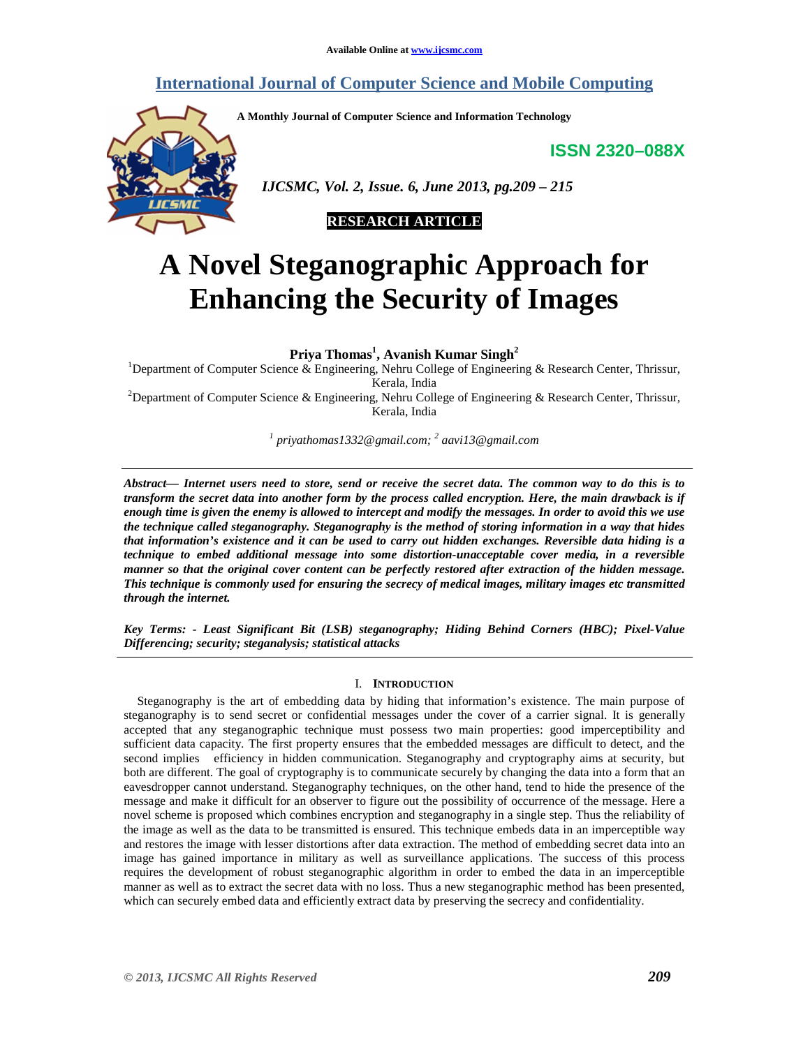Available Online at www.ijcsmc.com

## International Journal of Computer Science and Mobile Computing

**A Monthly Journal of Computer Science and Information Technology**

**ISSN 2320–088X**

***IJCSMC, Vol. 2, Issue. 6, June 2013, pg.209 – 215***

**RESEARCH ARTICLE**

# A Novel Steganographic Approach for Enhancing the Security of Images

**Priya Thomas[1], Avanish Kumar Singh[2]**

[1]Department of Computer Science & Engineering, Nehru College of Engineering & Research Center, Thrissur, Kerala, India

[2]Department of Computer Science & Engineering, Nehru College of Engineering & Research Center, Thrissur, Kerala, India

*[1] priyathomas1332@gmail.com; [2] aavi13@gmail.com*

***Abstract— Internet users need to store, send or receive the secret data. The common way to do this is to transform the secret data into another form by the process called encryption. Here, the main drawback is if enough time is given the enemy is allowed to intercept and modify the messages. In order to avoid this we use the technique called steganography. Steganography is the method of storing information in a way that hides that information's existence and it can be used to carry out hidden exchanges. Reversible data hiding is a technique to embed additional message into some distortion-unacceptable cover media, in a reversible manner so that the original cover content can be perfectly restored after extraction of the hidden message. This technique is commonly used for ensuring the secrecy of medical images, military images etc transmitted through the internet.***

***Key Terms: - Least Significant Bit (LSB) steganography; Hiding Behind Corners (HBC); Pixel-Value Differencing; security; steganalysis; statistical attacks***

## I. INTRODUCTION

Steganography is the art of embedding data by hiding that information's existence. The main purpose of steganography is to send secret or confidential messages under the cover of a carrier signal. It is generally accepted that any steganographic technique must possess two main properties: good imperceptibility and sufficient data capacity. The first property ensures that the embedded messages are difficult to detect, and the second implies efficiency in hidden communication. Steganography and cryptography aims at security, but both are different. The goal of cryptography is to communicate securely by changing the data into a form that an eavesdropper cannot understand. Steganography techniques, on the other hand, tend to hide the presence of the message and make it difficult for an observer to figure out the possibility of occurrence of the message. Here a novel scheme is proposed which combines encryption and steganography in a single step. Thus the reliability of the image as well as the data to be transmitted is ensured. This technique embeds data in an imperceptible way and restores the image with lesser distortions after data extraction. The method of embedding secret data into an image has gained importance in military as well as surveillance applications. The success of this process requires the development of robust steganographic algorithm in order to embed the data in an imperceptible manner as well as to extract the secret data with no loss. Thus a new steganographic method has been presented, which can securely embed data and efficiently extract data by preserving the secrecy and confidentiality.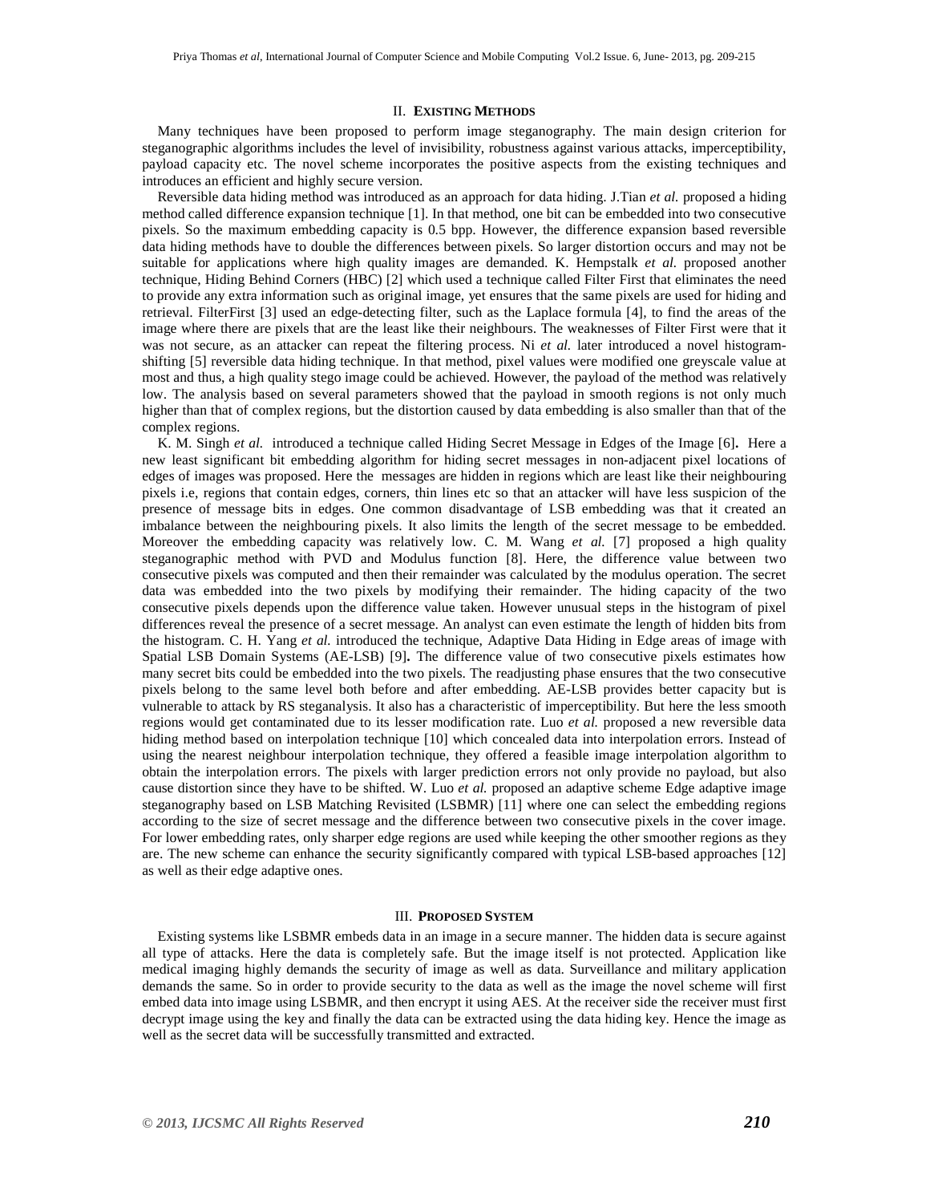## II. EXISTING METHODS

Many techniques have been proposed to perform image steganography. The main design criterion for steganographic algorithms includes the level of invisibility, robustness against various attacks, imperceptibility, payload capacity etc. The novel scheme incorporates the positive aspects from the existing techniques and introduces an efficient and highly secure version.

Reversible data hiding method was introduced as an approach for data hiding. J.Tian *et al.* proposed a hiding method called difference expansion technique [1]. In that method, one bit can be embedded into two consecutive pixels. So the maximum embedding capacity is 0.5 bpp. However, the difference expansion based reversible data hiding methods have to double the differences between pixels. So larger distortion occurs and may not be suitable for applications where high quality images are demanded. K. Hempstalk *et al.* proposed another technique, Hiding Behind Corners (HBC) [2] which used a technique called Filter First that eliminates the need to provide any extra information such as original image, yet ensures that the same pixels are used for hiding and retrieval. FilterFirst [3] used an edge-detecting filter, such as the Laplace formula [4], to find the areas of the image where there are pixels that are the least like their neighbours. The weaknesses of Filter First were that it was not secure, as an attacker can repeat the filtering process. Ni *et al.* later introduced a novel histogram-shifting [5] reversible data hiding technique. In that method, pixel values were modified one greyscale value at most and thus, a high quality stego image could be achieved. However, the payload of the method was relatively low. The analysis based on several parameters showed that the payload in smooth regions is not only much higher than that of complex regions, but the distortion caused by data embedding is also smaller than that of the complex regions.

K. M. Singh *et al.* introduced a technique called Hiding Secret Message in Edges of the Image [6]. Here a new least significant bit embedding algorithm for hiding secret messages in non-adjacent pixel locations of edges of images was proposed. Here the messages are hidden in regions which are least like their neighbouring pixels i.e, regions that contain edges, corners, thin lines etc so that an attacker will have less suspicion of the presence of message bits in edges. One common disadvantage of LSB embedding was that it created an imbalance between the neighbouring pixels. It also limits the length of the secret message to be embedded. Moreover the embedding capacity was relatively low. C. M. Wang *et al.* [7] proposed a high quality steganographic method with PVD and Modulus function [8]. Here, the difference value between two consecutive pixels was computed and then their remainder was calculated by the modulus operation. The secret data was embedded into the two pixels by modifying their remainder. The hiding capacity of the two consecutive pixels depends upon the difference value taken. However unusual steps in the histogram of pixel differences reveal the presence of a secret message. An analyst can even estimate the length of hidden bits from the histogram. C. H. Yang *et al.* introduced the technique, Adaptive Data Hiding in Edge areas of image with Spatial LSB Domain Systems (AE-LSB) [9]. The difference value of two consecutive pixels estimates how many secret bits could be embedded into the two pixels. The readjusting phase ensures that the two consecutive pixels belong to the same level both before and after embedding. AE-LSB provides better capacity but is vulnerable to attack by RS steganalysis. It also has a characteristic of imperceptibility. But here the less smooth regions would get contaminated due to its lesser modification rate. Luo *et al.* proposed a new reversible data hiding method based on interpolation technique [10] which concealed data into interpolation errors. Instead of using the nearest neighbour interpolation technique, they offered a feasible image interpolation algorithm to obtain the interpolation errors. The pixels with larger prediction errors not only provide no payload, but also cause distortion since they have to be shifted. W. Luo *et al.* proposed an adaptive scheme Edge adaptive image steganography based on LSB Matching Revisited (LSBMR) [11] where one can select the embedding regions according to the size of secret message and the difference between two consecutive pixels in the cover image. For lower embedding rates, only sharper edge regions are used while keeping the other smoother regions as they are. The new scheme can enhance the security significantly compared with typical LSB-based approaches [12] as well as their edge adaptive ones.

## III. PROPOSED SYSTEM

Existing systems like LSBMR embeds data in an image in a secure manner. The hidden data is secure against all type of attacks. Here the data is completely safe. But the image itself is not protected. Application like medical imaging highly demands the security of image as well as data. Surveillance and military application demands the same. So in order to provide security to the data as well as the image the novel scheme will first embed data into image using LSBMR, and then encrypt it using AES. At the receiver side the receiver must first decrypt image using the key and finally the data can be extracted using the data hiding key. Hence the image as well as the secret data will be successfully transmitted and extracted.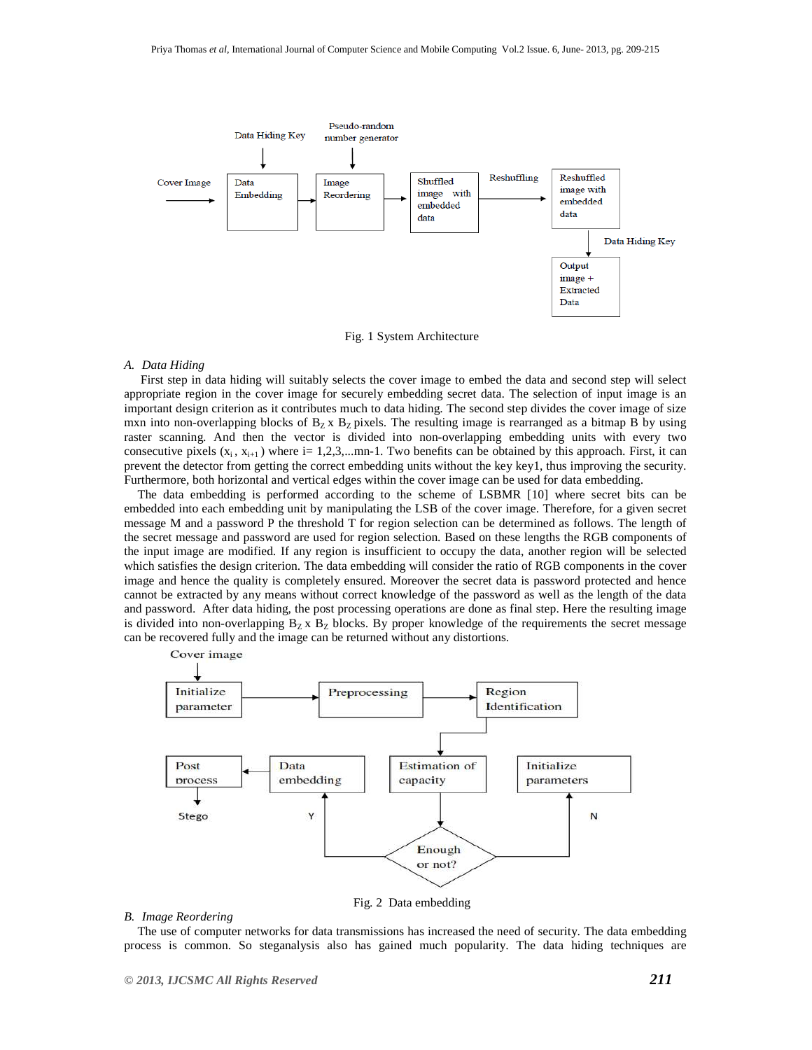Fig. 1 System Architecture

### A. *Data Hiding*

First step in data hiding will suitably selects the cover image to embed the data and second step will select appropriate region in the cover image for securely embedding secret data. The selection of input image is an important design criterion as it contributes much to data hiding. The second step divides the cover image of size mxn into non-overlapping blocks of $B_Z$ x $B_Z$ pixels. The resulting image is rearranged as a bitmap B by using raster scanning. And then the vector is divided into non-overlapping embedding units with every two consecutive pixels ($x_i$ , $x_{i+1}$ ) where i= 1,2,3,...mn-1. Two benefits can be obtained by this approach. First, it can prevent the detector from getting the correct embedding units without the key key1, thus improving the security. Furthermore, both horizontal and vertical edges within the cover image can be used for data embedding.

The data embedding is performed according to the scheme of LSBMR [10] where secret bits can be embedded into each embedding unit by manipulating the LSB of the cover image. Therefore, for a given secret message M and a password P the threshold T for region selection can be determined as follows. The length of the secret message and password are used for region selection. Based on these lengths the RGB components of the input image are modified. If any region is insufficient to occupy the data, another region will be selected which satisfies the design criterion. The data embedding will consider the ratio of RGB components in the cover image and hence the quality is completely ensured. Moreover the secret data is password protected and hence cannot be extracted by any means without correct knowledge of the password as well as the length of the data and password. After data hiding, the post processing operations are done as final step. Here the resulting image is divided into non-overlapping $B_Z$ x $B_Z$ blocks. By proper knowledge of the requirements the secret message can be recovered fully and the image can be returned without any distortions.

Fig. 2 Data embedding

### B. *Image Reordering*

The use of computer networks for data transmissions has increased the need of security. The data embedding process is common. So steganalysis also has gained much popularity. The data hiding techniques are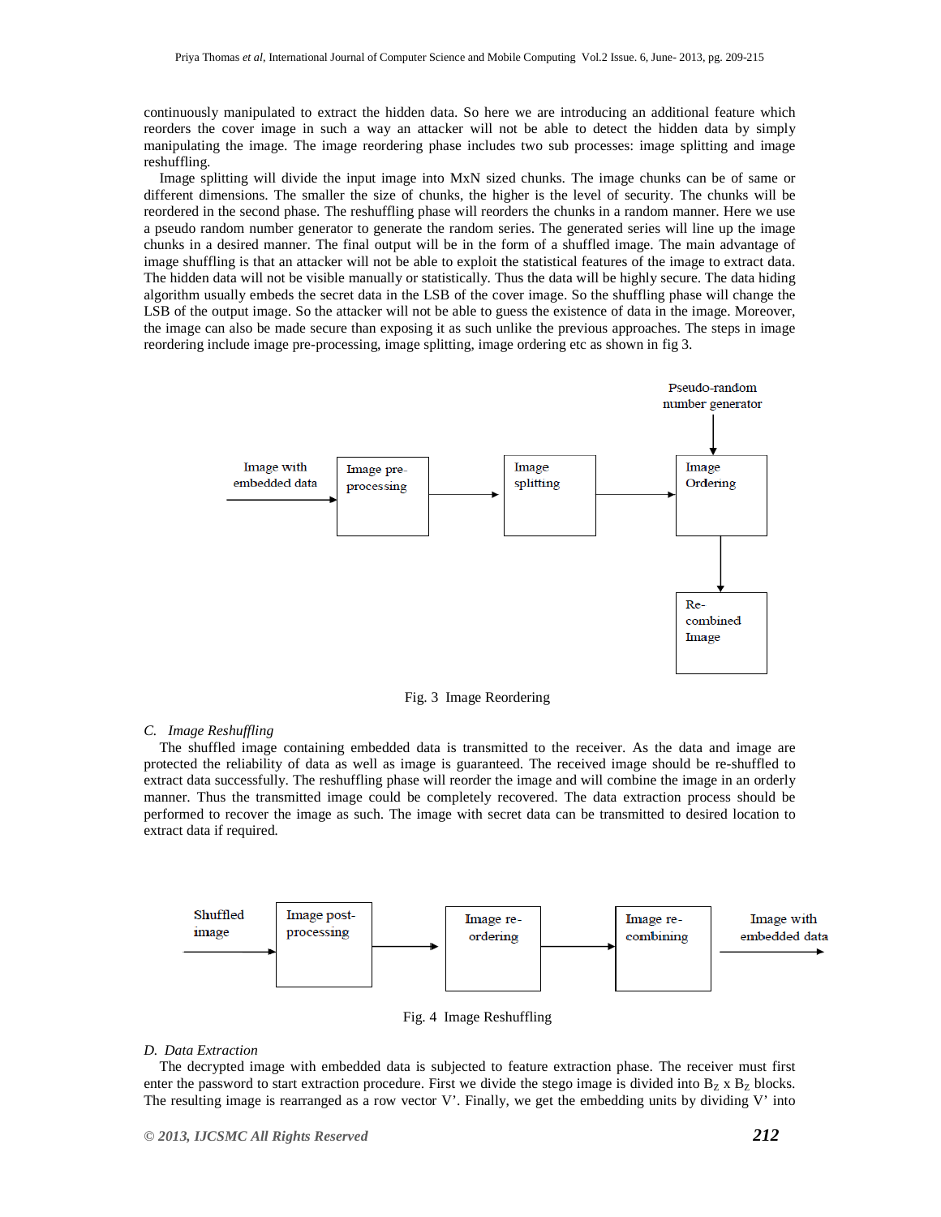continuously manipulated to extract the hidden data. So here we are introducing an additional feature which reorders the cover image in such a way an attacker will not be able to detect the hidden data by simply manipulating the image. The image reordering phase includes two sub processes: image splitting and image reshuffling.

Image splitting will divide the input image into MxN sized chunks. The image chunks can be of same or different dimensions. The smaller the size of chunks, the higher is the level of security. The chunks will be reordered in the second phase. The reshuffling phase will reorders the chunks in a random manner. Here we use a pseudo random number generator to generate the random series. The generated series will line up the image chunks in a desired manner. The final output will be in the form of a shuffled image. The main advantage of image shuffling is that an attacker will not be able to exploit the statistical features of the image to extract data. The hidden data will not be visible manually or statistically. Thus the data will be highly secure. The data hiding algorithm usually embeds the secret data in the LSB of the cover image. So the shuffling phase will change the LSB of the output image. So the attacker will not be able to guess the existence of data in the image. Moreover, the image can also be made secure than exposing it as such unlike the previous approaches. The steps in image reordering include image pre-processing, image splitting, image ordering etc as shown in fig 3.

Pseudo-random number generator

Image with embedded data

Image pre-processing

Image splitting

Image Ordering

Re-combined Image

Fig. 3 Image Reordering

### C. *Image Reshuffling*

The shuffled image containing embedded data is transmitted to the receiver. As the data and image are protected the reliability of data as well as image is guaranteed. The received image should be re-shuffled to extract data successfully. The reshuffling phase will reorder the image and will combine the image in an orderly manner. Thus the transmitted image could be completely recovered. The data extraction process should be performed to recover the image as such. The image with secret data can be transmitted to desired location to extract data if required.

Shuffled image

Image post-processing

Image re-ordering

Image re-combining

Image with embedded data

Fig. 4 Image Reshuffling

### D. *Data Extraction*

The decrypted image with embedded data is subjected to feature extraction phase. The receiver must first enter the password to start extraction procedure. First we divide the stego image is divided into $B_Z$ x $B_Z$ blocks. The resulting image is rearranged as a row vector V'. Finally, we get the embedding units by dividing V' into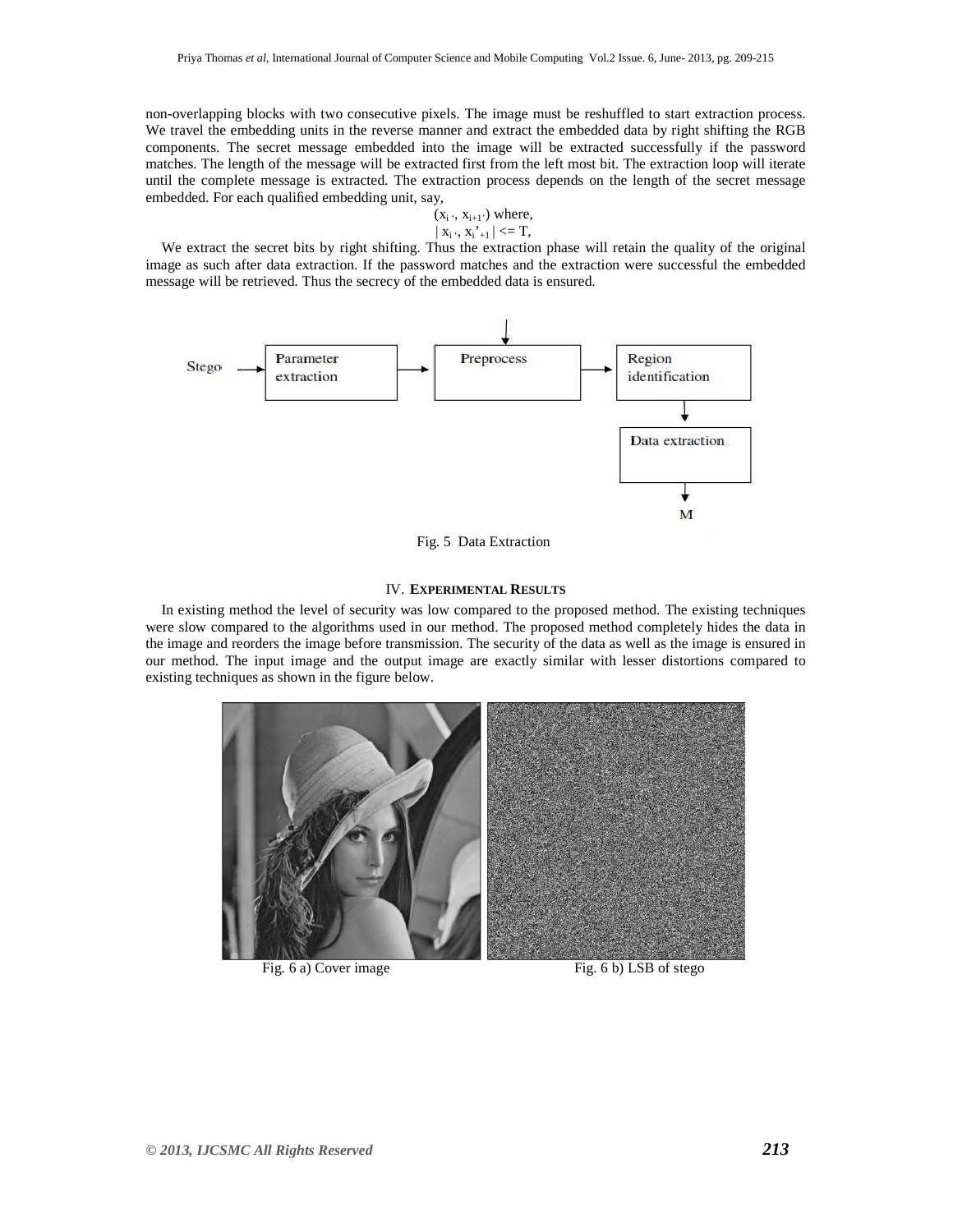non-overlapping blocks with two consecutive pixels. The image must be reshuffled to start extraction process. We travel the embedding units in the reverse manner and extract the embedded data by right shifting the RGB components. The secret message embedded into the image will be extracted successfully if the password matches. The length of the message will be extracted first from the left most bit. The extraction loop will iterate until the complete message is extracted. The extraction process depends on the length of the secret message embedded. For each qualified embedding unit, say,

$$(x_{i'}, x_{i+1'}) \text{ where,}$$

$$| x_{i'}, x_{i'+1}' | <= T,$$

We extract the secret bits by right shifting. Thus the extraction phase will retain the quality of the original image as such after data extraction. If the password matches and the extraction were successful the embedded message will be retrieved. Thus the secrecy of the embedded data is ensured.

Stego

Parameter extraction

Preprocess

Region identification

Data extraction

M

Fig. 5 Data Extraction

## IV. Experimental Results

In existing method the level of security was low compared to the proposed method. The existing techniques were slow compared to the algorithms used in our method. The proposed method completely hides the data in the image and reorders the image before transmission. The security of the data as well as the image is ensured in our method. The input image and the output image are exactly similar with lesser distortions compared to existing techniques as shown in the figure below.

Fig. 6 a) Cover image

Fig. 6 b) LSB of stego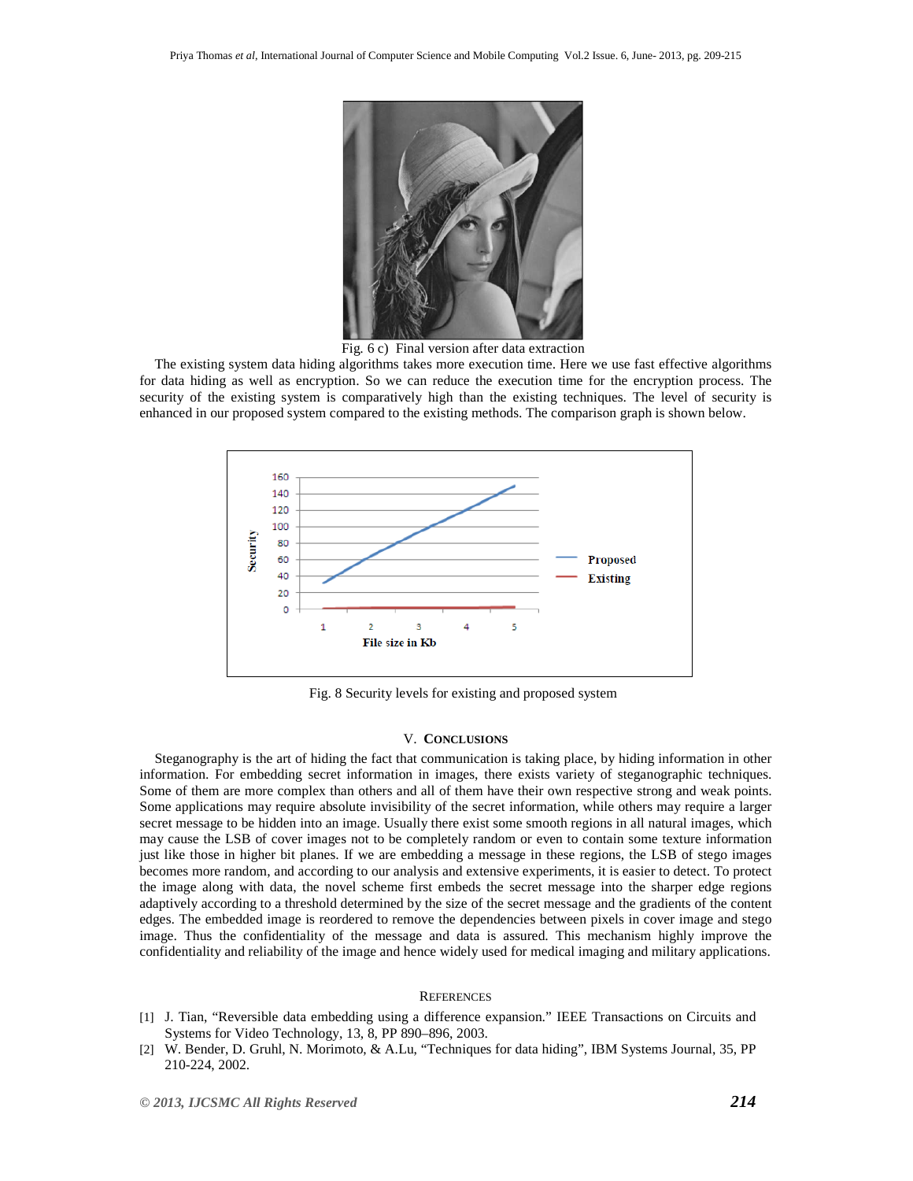Fig. 6 c) Final version after data extraction

The existing system data hiding algorithms takes more execution time. Here we use fast effective algorithms for data hiding as well as encryption. So we can reduce the execution time for the encryption process. The security of the existing system is comparatively high than the existing techniques. The level of security is enhanced in our proposed system compared to the existing methods. The comparison graph is shown below.

160
140
120
100
80
60
40
20
0

Security

1 2 3 4 5

File size in Kb

Proposed

Existing

Fig. 8 Security levels for existing and proposed system

## V. CONCLUSIONS

Steganography is the art of hiding the fact that communication is taking place, by hiding information in other information. For embedding secret information in images, there exists variety of steganographic techniques. Some of them are more complex than others and all of them have their own respective strong and weak points. Some applications may require absolute invisibility of the secret information, while others may require a larger secret message to be hidden into an image. Usually there exist some smooth regions in all natural images, which may cause the LSB of cover images not to be completely random or even to contain some texture information just like those in higher bit planes. If we are embedding a message in these regions, the LSB of stego images becomes more random, and according to our analysis and extensive experiments, it is easier to detect. To protect the image along with data, the novel scheme first embeds the secret message into the sharper edge regions adaptively according to a threshold determined by the size of the secret message and the gradients of the content edges. The embedded image is reordered to remove the dependencies between pixels in cover image and stego image. Thus the confidentiality of the message and data is assured. This mechanism highly improve the confidentiality and reliability of the image and hence widely used for medical imaging and military applications.

## REFERENCES

[1] J. Tian, "Reversible data embedding using a difference expansion." IEEE Transactions on Circuits and Systems for Video Technology, 13, 8, PP 890–896, 2003.

[2] W. Bender, D. Gruhl, N. Morimoto, & A.Lu, "Techniques for data hiding", IBM Systems Journal, 35, PP 210-224, 2002.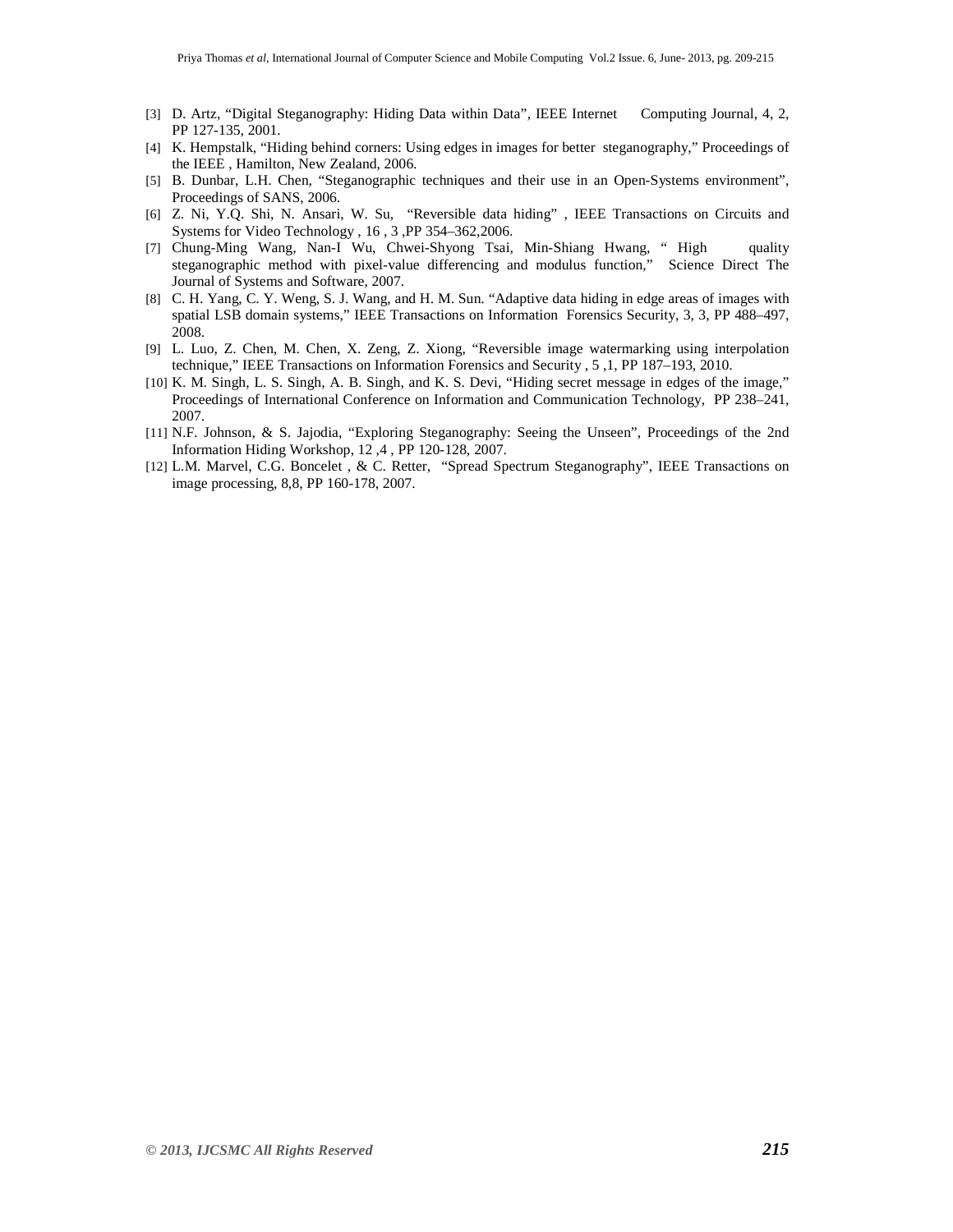[3] D. Artz, "Digital Steganography: Hiding Data within Data", IEEE Internet Computing Journal, 4, 2, PP 127-135, 2001.

[4] K. Hempstalk, "Hiding behind corners: Using edges in images for better steganography," Proceedings of the IEEE , Hamilton, New Zealand, 2006.

[5] B. Dunbar, L.H. Chen, "Steganographic techniques and their use in an Open-Systems environment", Proceedings of SANS, 2006.

[6] Z. Ni, Y.Q. Shi, N. Ansari, W. Su, "Reversible data hiding" , IEEE Transactions on Circuits and Systems for Video Technology , 16 , 3 ,PP 354–362,2006.

[7] Chung-Ming Wang, Nan-I Wu, Chwei-Shyong Tsai, Min-Shiang Hwang, " High quality steganographic method with pixel-value differencing and modulus function," Science Direct The Journal of Systems and Software, 2007.

[8] C. H. Yang, C. Y. Weng, S. J. Wang, and H. M. Sun. "Adaptive data hiding in edge areas of images with spatial LSB domain systems," IEEE Transactions on Information Forensics Security, 3, 3, PP 488–497, 2008.

[9] L. Luo, Z. Chen, M. Chen, X. Zeng, Z. Xiong, "Reversible image watermarking using interpolation technique," IEEE Transactions on Information Forensics and Security , 5 ,1, PP 187–193, 2010.

[10] K. M. Singh, L. S. Singh, A. B. Singh, and K. S. Devi, "Hiding secret message in edges of the image," Proceedings of International Conference on Information and Communication Technology, PP 238–241, 2007.

[11] N.F. Johnson, & S. Jajodia, "Exploring Steganography: Seeing the Unseen", Proceedings of the 2nd Information Hiding Workshop, 12 ,4 , PP 120-128, 2007.

[12] L.M. Marvel, C.G. Boncelet , & C. Retter, "Spread Spectrum Steganography", IEEE Transactions on image processing, 8,8, PP 160-178, 2007.